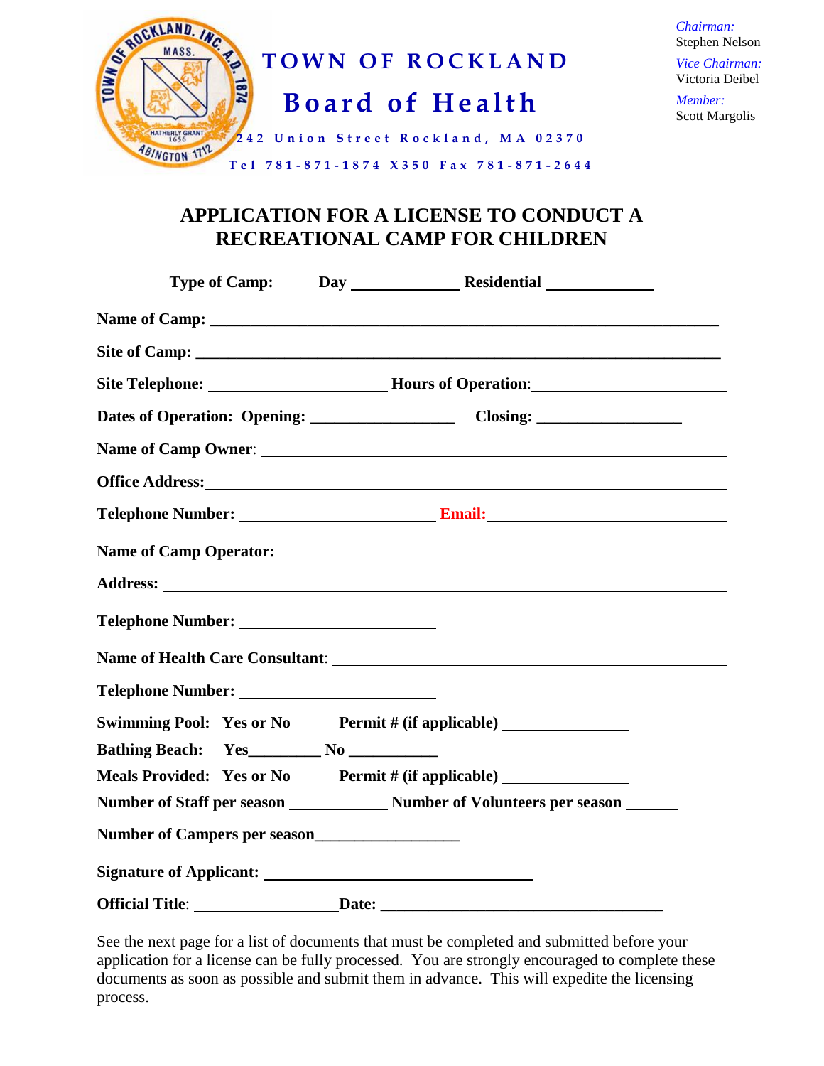# TOWN OF ROCKLAND

## Board of Health

242 Union Street Rockland, MA 02370

Tel 781-871-1874 X350 Fax 781-871-2644

*Chairman:*
Stephen Nelson

*Vice Chairman:*
Victoria Deibel

*Member:*
Scott Margolis

## APPLICATION FOR A LICENSE TO CONDUCT A RECREATIONAL CAMP FOR CHILDREN

**Type of Camp:** **Day** ____________ **Residential** ____________

**Name of Camp:** ____________________________________________

**Site of Camp:** ____________________________________________

**Site Telephone:** ____________________ **Hours of Operation**: ____________________

**Dates of Operation: Opening:** ________________ **Closing:** ________________

**Name of Camp Owner**: ____________________________________________

**Office Address:** ____________________________________________

**Telephone Number:** ____________________ **Email:** ____________________

**Name of Camp Operator:** ____________________________________________

**Address:** ____________________________________________

**Telephone Number:** ____________________

**Name of Health Care Consultant**: ____________________________________________

**Telephone Number:** ____________________

**Swimming Pool: Yes or No** **Permit # (if applicable)** ______________

**Bathing Beach: Yes**________ **No** __________

**Meals Provided: Yes or No** **Permit # (if applicable)** ______________

**Number of Staff per season** ___________ **Number of Volunteers per season** ______

**Number of Campers per season**________________

**Signature of Applicant:** ______________________________

**Official Title**: ________________ **Date:** ______________________________

See the next page for a list of documents that must be completed and submitted before your application for a license can be fully processed. You are strongly encouraged to complete these documents as soon as possible and submit them in advance. This will expedite the licensing process.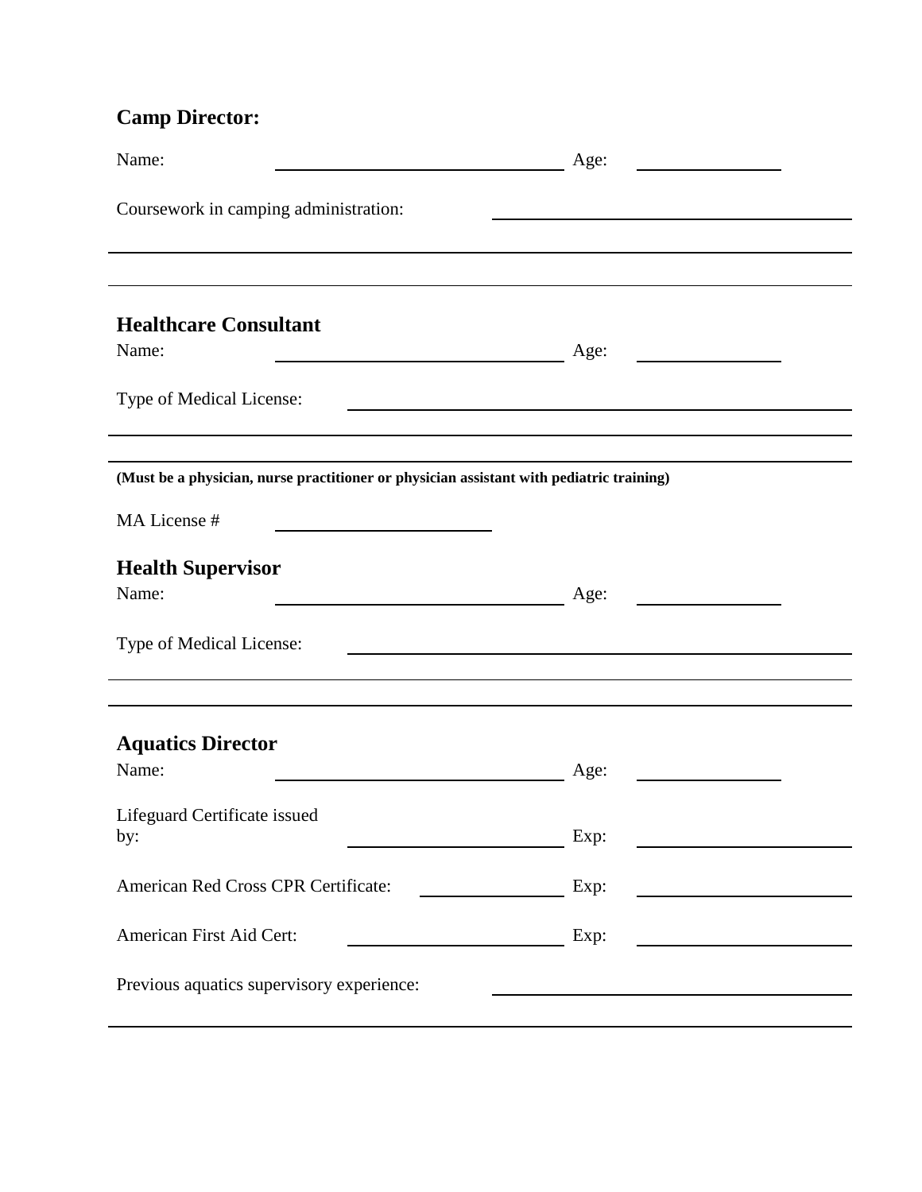**Camp Director:**

Name: ______________________________ Age: ______________

Coursework in camping administration: ______________________________

______________________________________________________________________

______________________________________________________________________

**Healthcare Consultant**

Name: ______________________________ Age: ______________

Type of Medical License: ______________________________

______________________________________________________________________

______________________________________________________________________

**(Must be a physician, nurse practitioner or physician assistant with pediatric training)**

MA License # ____________________

**Health Supervisor**

Name: ______________________________ Age: ______________

Type of Medical License: ______________________________

______________________________________________________________________

______________________________________________________________________

**Aquatics Director**

Name: ______________________________ Age: ______________

Lifeguard Certificate issued by: ____________________ Exp: ____________________

American Red Cross CPR Certificate: ______________ Exp: ____________________

American First Aid Cert: ____________________ Exp: ____________________

Previous aquatics supervisory experience: ______________________________

______________________________________________________________________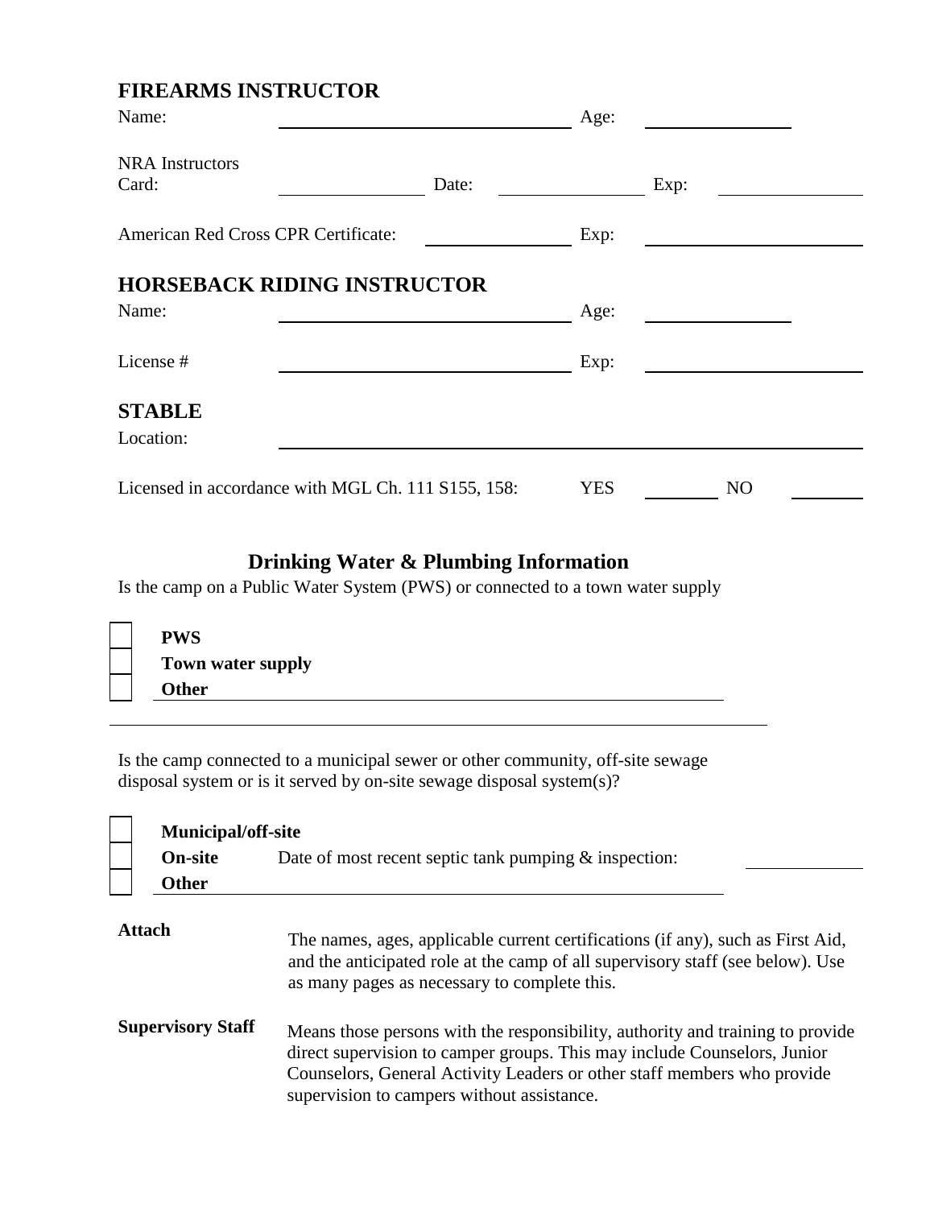## FIREARMS INSTRUCTOR

Name: ______________________________ Age: ______________

NRA Instructors Card: ______________ Date: ______________ Exp: ______________

American Red Cross CPR Certificate: ______________ Exp: ______________________

## HORSEBACK RIDING INSTRUCTOR

Name: ______________________________ Age: ______________

License # ______________________________ Exp: ______________________

## STABLE

Location: ______________________________________________________

Licensed in accordance with MGL Ch. 111 S155, 158: YES ________ NO ________

## Drinking Water & Plumbing Information

Is the camp on a Public Water System (PWS) or connected to a town water supply

- [ ] **PWS**
- [ ] **Town water supply**
- [ ] **Other** ______________________________________________________

______________________________________________________________________

Is the camp connected to a municipal sewer or other community, off-site sewage disposal system or is it served by on-site sewage disposal system(s)?

- [ ] **Municipal/off-site**
- [ ] **On-site** Date of most recent septic tank pumping & inspection: ____________
- [ ] **Other** ______________________________________________________

**Attach** The names, ages, applicable current certifications (if any), such as First Aid, and the anticipated role at the camp of all supervisory staff (see below). Use as many pages as necessary to complete this.

**Supervisory Staff** Means those persons with the responsibility, authority and training to provide direct supervision to camper groups. This may include Counselors, Junior Counselors, General Activity Leaders or other staff members who provide supervision to campers without assistance.